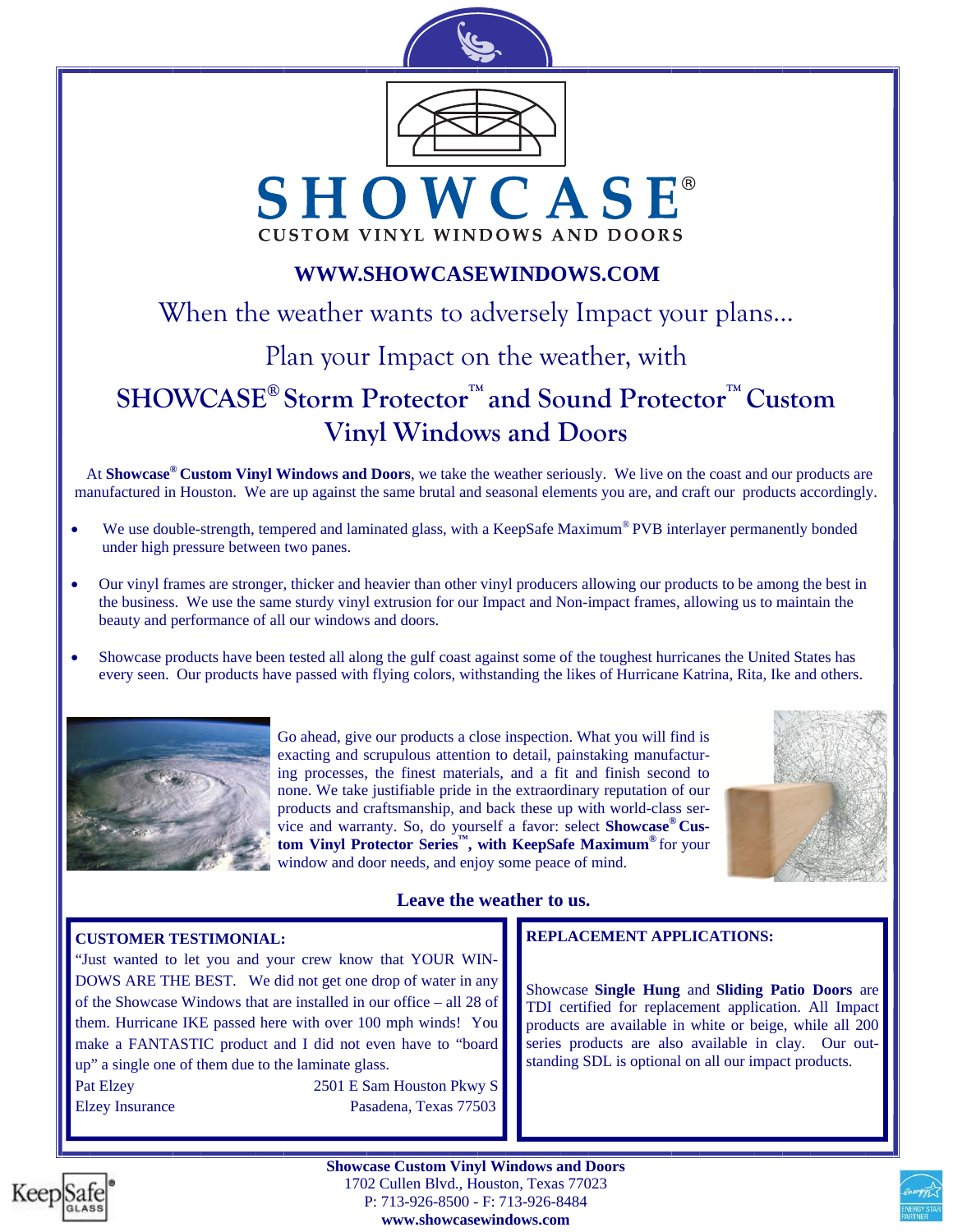# SHOWCASE®

CUSTOM VINYL WINDOWS AND DOORS

**WWW.SHOWCASEWINDOWS.COM**

When the weather wants to adversely Impact your plans...

Plan your Impact on the weather, with

## SHOWCASE® Storm Protector™ and Sound Protector™ Custom Vinyl Windows and Doors

At **Showcase® Custom Vinyl Windows and Doors**, we take the weather seriously. We live on the coast and our products are manufactured in Houston. We are up against the same brutal and seasonal elements you are, and craft our products accordingly.

- We use double-strength, tempered and laminated glass, with a KeepSafe Maximum® PVB interlayer permanently bonded under high pressure between two panes.
- Our vinyl frames are stronger, thicker and heavier than other vinyl producers allowing our products to be among the best in the business. We use the same sturdy vinyl extrusion for our Impact and Non-impact frames, allowing us to maintain the beauty and performance of all our windows and doors.
- Showcase products have been tested all along the gulf coast against some of the toughest hurricanes the United States has every seen. Our products have passed with flying colors, withstanding the likes of Hurricane Katrina, Rita, Ike and others.

Go ahead, give our products a close inspection. What you will find is exacting and scrupulous attention to detail, painstaking manufacturing processes, the finest materials, and a fit and finish second to none. We take justifiable pride in the extraordinary reputation of our products and craftsmanship, and back these up with world-class service and warranty. So, do yourself a favor: select **Showcase® Custom Vinyl Protector Series™, with KeepSafe Maximum®** for your window and door needs, and enjoy some peace of mind.

**Leave the weather to us.**

**CUSTOMER TESTIMONIAL:**

"Just wanted to let you and your crew know that YOUR WINDOWS ARE THE BEST. We did not get one drop of water in any of the Showcase Windows that are installed in our office – all 28 of them. Hurricane IKE passed here with over 100 mph winds! You make a FANTASTIC product and I did not even have to "board up" a single one of them due to the laminate glass.

Pat Elzey
Elzey Insurance
2501 E Sam Houston Pkwy S
Pasadena, Texas 77503

**REPLACEMENT APPLICATIONS:**

Showcase **Single Hung** and **Sliding Patio Doors** are TDI certified for replacement application. All Impact products are available in white or beige, while all 200 series products are also available in clay. Our outstanding SDL is optional on all our impact products.

**Showcase Custom Vinyl Windows and Doors**
1702 Cullen Blvd., Houston, Texas 77023
P: 713-926-8500 - F: 713-926-8484
**www.showcasewindows.com**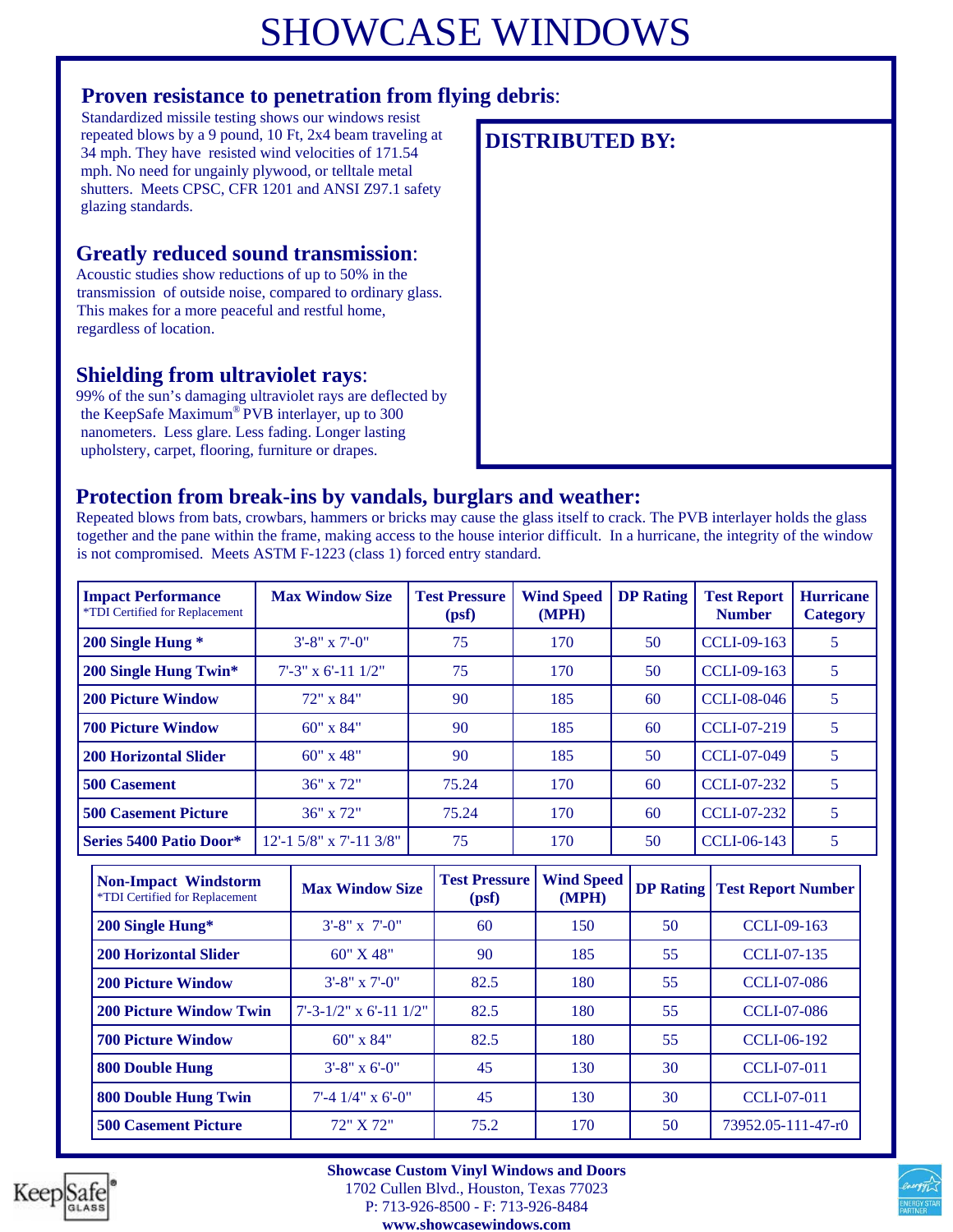# SHOWCASE WINDOWS

## Proven resistance to penetration from flying debris:

Standardized missile testing shows our windows resist repeated blows by a 9 pound, 10 Ft, 2x4 beam traveling at 34 mph. They have resisted wind velocities of 171.54 mph. No need for ungainly plywood, or telltale metal shutters. Meets CPSC, CFR 1201 and ANSI Z97.1 safety glazing standards.

**DISTRIBUTED BY:**

## Greatly reduced sound transmission:

Acoustic studies show reductions of up to 50% in the transmission of outside noise, compared to ordinary glass. This makes for a more peaceful and restful home, regardless of location.

## Shielding from ultraviolet rays:

99% of the sun's damaging ultraviolet rays are deflected by the KeepSafe Maximum® PVB interlayer, up to 300 nanometers. Less glare. Less fading. Longer lasting upholstery, carpet, flooring, furniture or drapes.

## Protection from break-ins by vandals, burglars and weather:

Repeated blows from bats, crowbars, hammers or bricks may cause the glass itself to crack. The PVB interlayer holds the glass together and the pane within the frame, making access to the house interior difficult. In a hurricane, the integrity of the window is not compromised. Meets ASTM F-1223 (class 1) forced entry standard.

| **Impact Performance** *TDI Certified for Replacement | Max Window Size | Test Pressure (psf) | Wind Speed (MPH) | DP Rating | Test Report Number | Hurricane Category |
|---|---|---|---|---|---|---|
| **200 Single Hung *** | 3'-8" x 7'-0" | 75 | 170 | 50 | CCLI-09-163 | 5 |
| **200 Single Hung Twin*** | 7'-3" x 6'-11 1/2" | 75 | 170 | 50 | CCLI-09-163 | 5 |
| **200 Picture Window** | 72" x 84" | 90 | 185 | 60 | CCLI-08-046 | 5 |
| **700 Picture Window** | 60" x 84" | 90 | 185 | 60 | CCLI-07-219 | 5 |
| **200 Horizontal Slider** | 60" x 48" | 90 | 185 | 50 | CCLI-07-049 | 5 |
| **500 Casement** | 36" x 72" | 75.24 | 170 | 60 | CCLI-07-232 | 5 |
| **500 Casement Picture** | 36" x 72" | 75.24 | 170 | 60 | CCLI-07-232 | 5 |
| **Series 5400 Patio Door*** | 12'-1 5/8" x 7'-11 3/8" | 75 | 170 | 50 | CCLI-06-143 | 5 |

| **Non-Impact Windstorm** *TDI Certified for Replacement | Max Window Size | Test Pressure (psf) | Wind Speed (MPH) | DP Rating | Test Report Number |
|---|---|---|---|---|---|
| **200 Single Hung*** | 3'-8" x 7'-0" | 60 | 150 | 50 | CCLI-09-163 |
| **200 Horizontal Slider** | 60" X 48" | 90 | 185 | 55 | CCLI-07-135 |
| **200 Picture Window** | 3'-8" x 7'-0" | 82.5 | 180 | 55 | CCLI-07-086 |
| **200 Picture Window Twin** | 7'-3-1/2" x 6'-11 1/2" | 82.5 | 180 | 55 | CCLI-07-086 |
| **700 Picture Window** | 60" x 84" | 82.5 | 180 | 55 | CCLI-06-192 |
| **800 Double Hung** | 3'-8" x 6'-0" | 45 | 130 | 30 | CCLI-07-011 |
| **800 Double Hung Twin** | 7'-4 1/4" x 6'-0" | 45 | 130 | 30 | CCLI-07-011 |
| **500 Casement Picture** | 72" X 72" | 75.2 | 170 | 50 | 73952.05-111-47-r0 |

KeepSafe® GLASS

**Showcase Custom Vinyl Windows and Doors**
1702 Cullen Blvd., Houston, Texas 77023
P: 713-926-8500 - F: 713-926-8484
**www.showcasewindows.com**

ENERGY STAR PARTNER